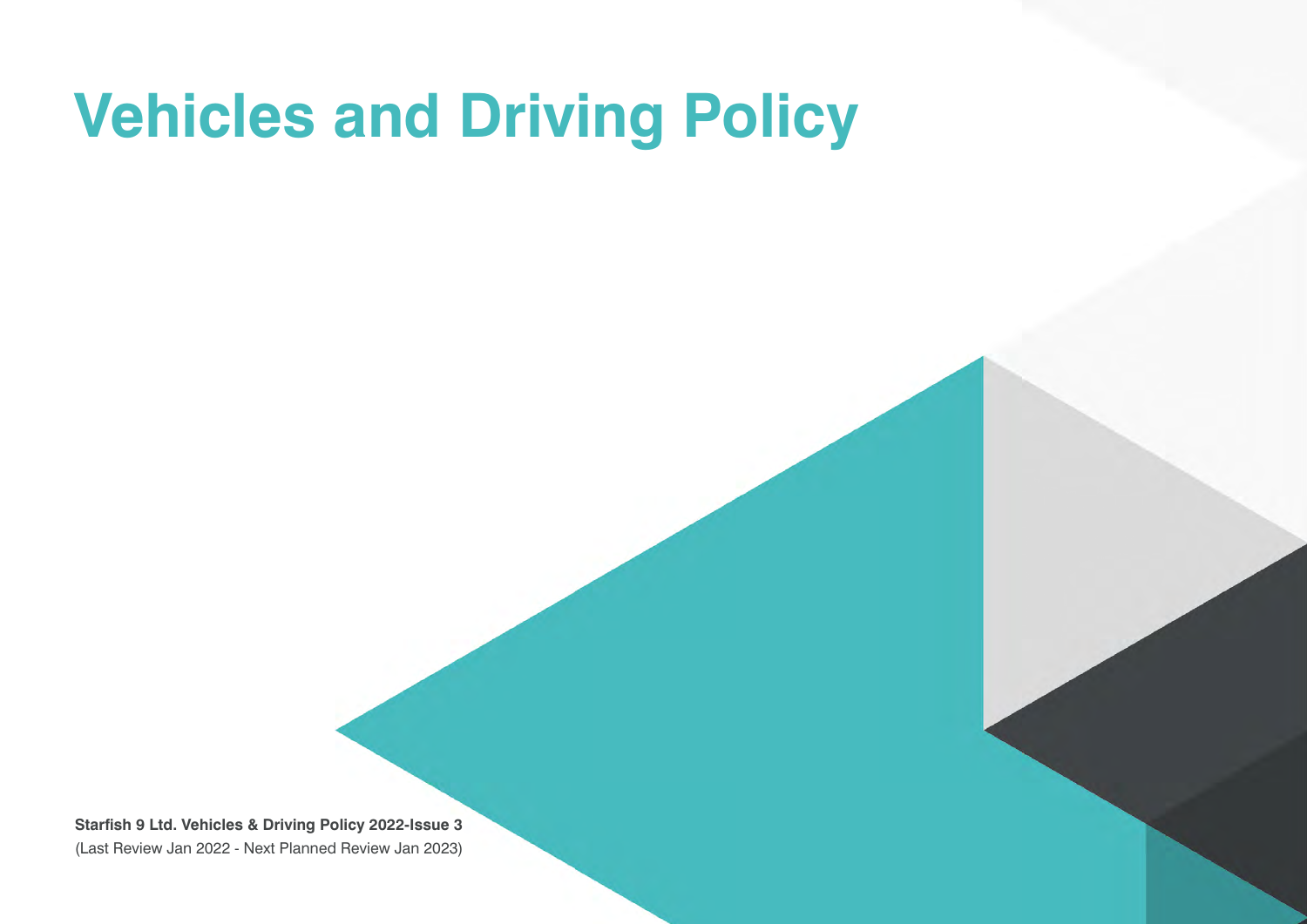# Vehicles and Driving Policy

**Starfish 9 Ltd. Vehicles & Driving Policy 2022-Issue 3**
(Last Review Jan 2022 - Next Planned Review Jan 2023)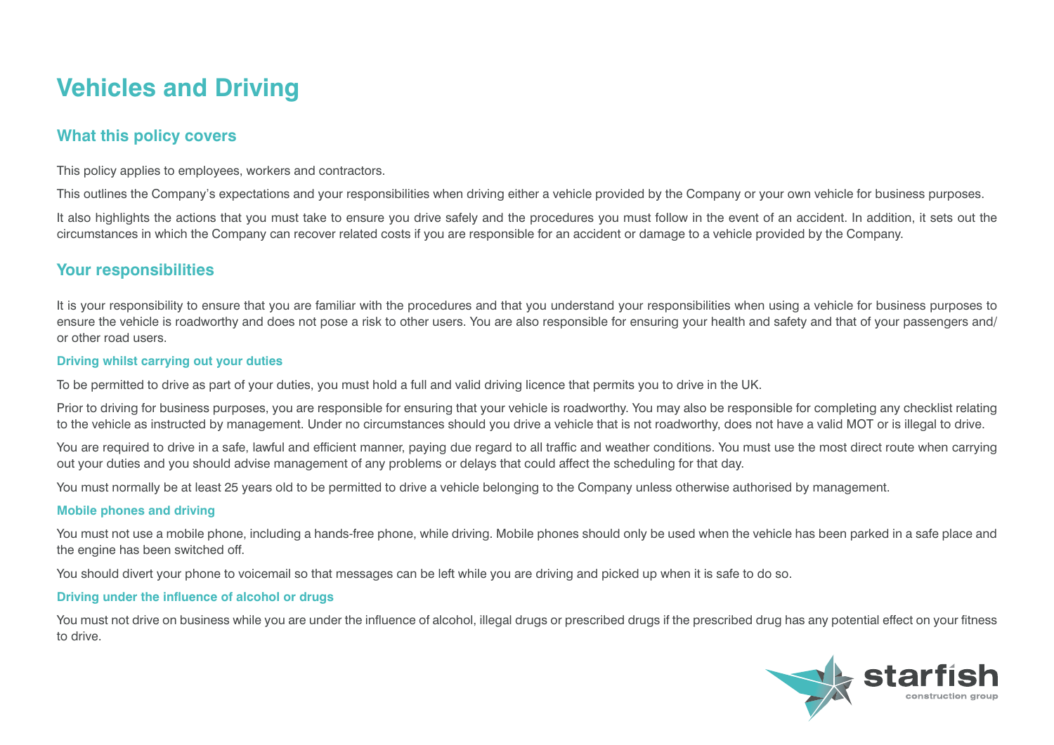# Vehicles and Driving

## What this policy covers

This policy applies to employees, workers and contractors.

This outlines the Company's expectations and your responsibilities when driving either a vehicle provided by the Company or your own vehicle for business purposes.

It also highlights the actions that you must take to ensure you drive safely and the procedures you must follow in the event of an accident. In addition, it sets out the circumstances in which the Company can recover related costs if you are responsible for an accident or damage to a vehicle provided by the Company.

## Your responsibilities

It is your responsibility to ensure that you are familiar with the procedures and that you understand your responsibilities when using a vehicle for business purposes to ensure the vehicle is roadworthy and does not pose a risk to other users. You are also responsible for ensuring your health and safety and that of your passengers and/or other road users.

### Driving whilst carrying out your duties

To be permitted to drive as part of your duties, you must hold a full and valid driving licence that permits you to drive in the UK.

Prior to driving for business purposes, you are responsible for ensuring that your vehicle is roadworthy. You may also be responsible for completing any checklist relating to the vehicle as instructed by management. Under no circumstances should you drive a vehicle that is not roadworthy, does not have a valid MOT or is illegal to drive.

You are required to drive in a safe, lawful and efficient manner, paying due regard to all traffic and weather conditions. You must use the most direct route when carrying out your duties and you should advise management of any problems or delays that could affect the scheduling for that day.

You must normally be at least 25 years old to be permitted to drive a vehicle belonging to the Company unless otherwise authorised by management.

### Mobile phones and driving

You must not use a mobile phone, including a hands-free phone, while driving. Mobile phones should only be used when the vehicle has been parked in a safe place and the engine has been switched off.

You should divert your phone to voicemail so that messages can be left while you are driving and picked up when it is safe to do so.

### Driving under the influence of alcohol or drugs

You must not drive on business while you are under the influence of alcohol, illegal drugs or prescribed drugs if the prescribed drug has any potential effect on your fitness to drive.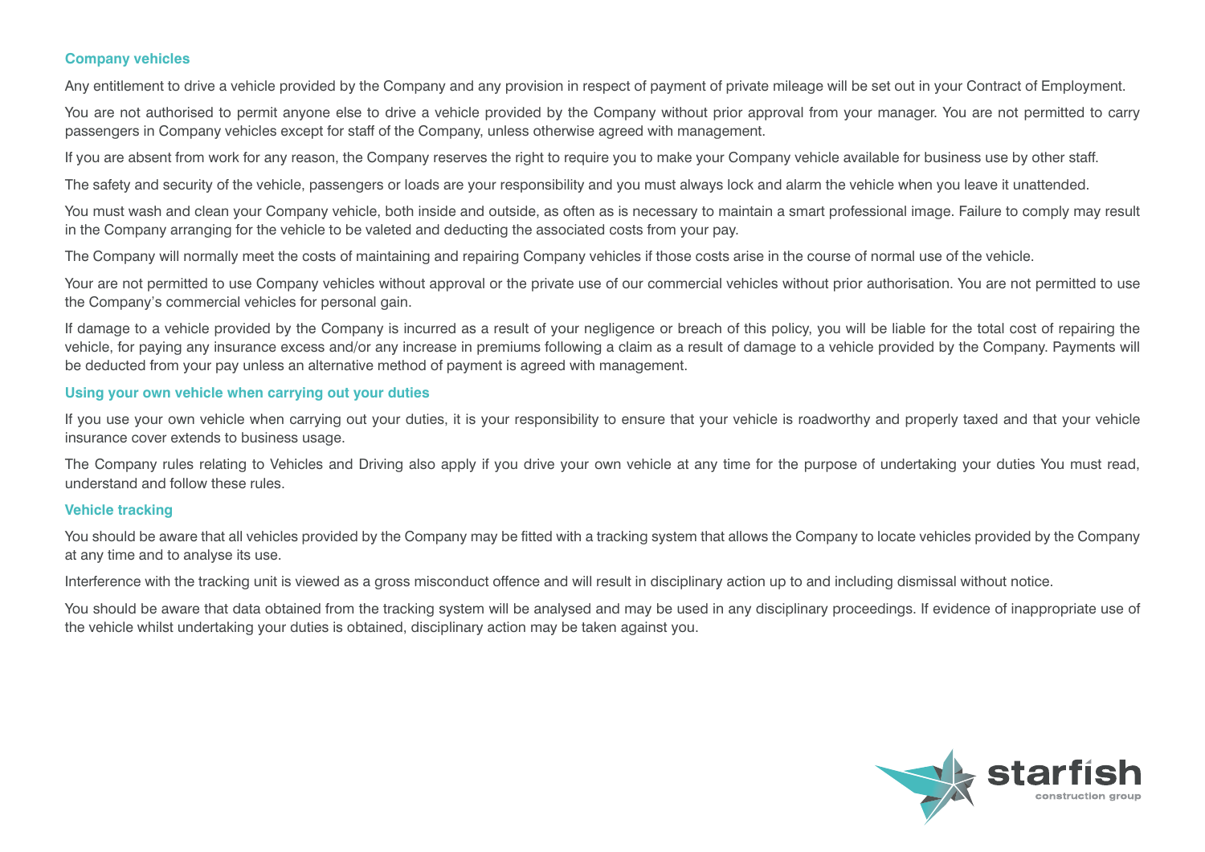### Company vehicles

Any entitlement to drive a vehicle provided by the Company and any provision in respect of payment of private mileage will be set out in your Contract of Employment.

You are not authorised to permit anyone else to drive a vehicle provided by the Company without prior approval from your manager. You are not permitted to carry passengers in Company vehicles except for staff of the Company, unless otherwise agreed with management.

If you are absent from work for any reason, the Company reserves the right to require you to make your Company vehicle available for business use by other staff.

The safety and security of the vehicle, passengers or loads are your responsibility and you must always lock and alarm the vehicle when you leave it unattended.

You must wash and clean your Company vehicle, both inside and outside, as often as is necessary to maintain a smart professional image. Failure to comply may result in the Company arranging for the vehicle to be valeted and deducting the associated costs from your pay.

The Company will normally meet the costs of maintaining and repairing Company vehicles if those costs arise in the course of normal use of the vehicle.

Your are not permitted to use Company vehicles without approval or the private use of our commercial vehicles without prior authorisation. You are not permitted to use the Company's commercial vehicles for personal gain.

If damage to a vehicle provided by the Company is incurred as a result of your negligence or breach of this policy, you will be liable for the total cost of repairing the vehicle, for paying any insurance excess and/or any increase in premiums following a claim as a result of damage to a vehicle provided by the Company. Payments will be deducted from your pay unless an alternative method of payment is agreed with management.

### Using your own vehicle when carrying out your duties

If you use your own vehicle when carrying out your duties, it is your responsibility to ensure that your vehicle is roadworthy and properly taxed and that your vehicle insurance cover extends to business usage.

The Company rules relating to Vehicles and Driving also apply if you drive your own vehicle at any time for the purpose of undertaking your duties You must read, understand and follow these rules.

### Vehicle tracking

You should be aware that all vehicles provided by the Company may be fitted with a tracking system that allows the Company to locate vehicles provided by the Company at any time and to analyse its use.

Interference with the tracking unit is viewed as a gross misconduct offence and will result in disciplinary action up to and including dismissal without notice.

You should be aware that data obtained from the tracking system will be analysed and may be used in any disciplinary proceedings. If evidence of inappropriate use of the vehicle whilst undertaking your duties is obtained, disciplinary action may be taken against you.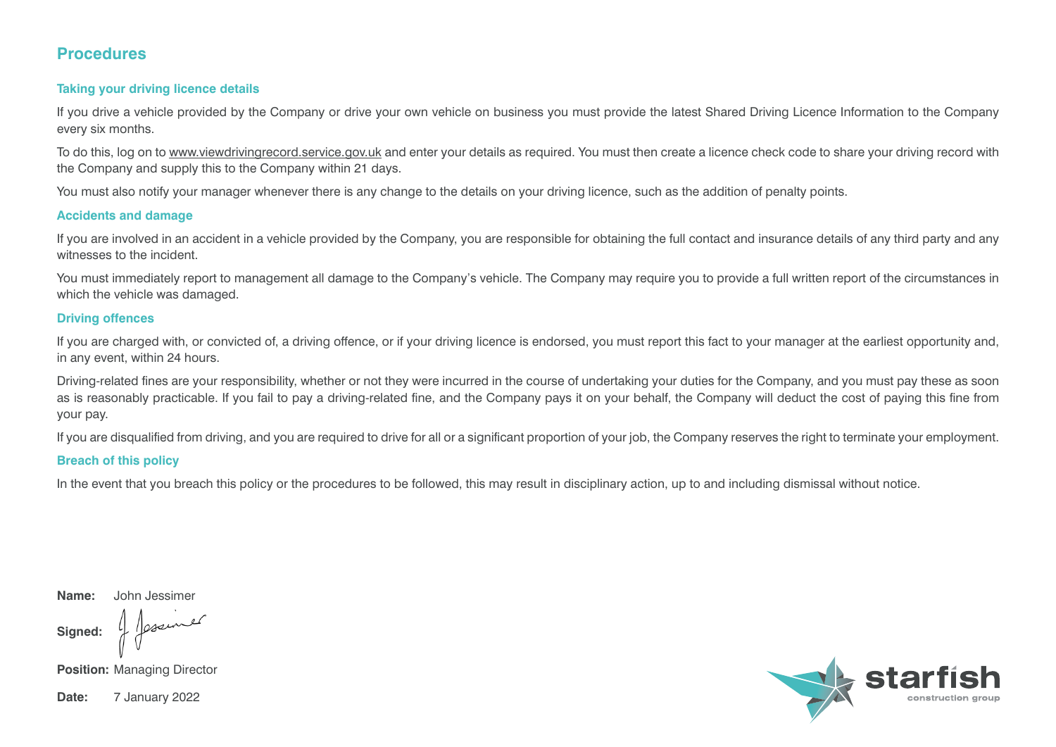## Procedures

### Taking your driving licence details

If you drive a vehicle provided by the Company or drive your own vehicle on business you must provide the latest Shared Driving Licence Information to the Company every six months.

To do this, log on to www.viewdrivingrecord.service.gov.uk and enter your details as required. You must then create a licence check code to share your driving record with the Company and supply this to the Company within 21 days.

You must also notify your manager whenever there is any change to the details on your driving licence, such as the addition of penalty points.

### Accidents and damage

If you are involved in an accident in a vehicle provided by the Company, you are responsible for obtaining the full contact and insurance details of any third party and any witnesses to the incident.

You must immediately report to management all damage to the Company's vehicle. The Company may require you to provide a full written report of the circumstances in which the vehicle was damaged.

### Driving offences

If you are charged with, or convicted of, a driving offence, or if your driving licence is endorsed, you must report this fact to your manager at the earliest opportunity and, in any event, within 24 hours.

Driving-related fines are your responsibility, whether or not they were incurred in the course of undertaking your duties for the Company, and you must pay these as soon as is reasonably practicable. If you fail to pay a driving-related fine, and the Company pays it on your behalf, the Company will deduct the cost of paying this fine from your pay.

If you are disqualified from driving, and you are required to drive for all or a significant proportion of your job, the Company reserves the right to terminate your employment.

### Breach of this policy

In the event that you breach this policy or the procedures to be followed, this may result in disciplinary action, up to and including dismissal without notice.

**Name:** John Jessimer

**Signed:** J Jessimer

**Position:** Managing Director

**Date:** 7 January 2022

starfish construction group